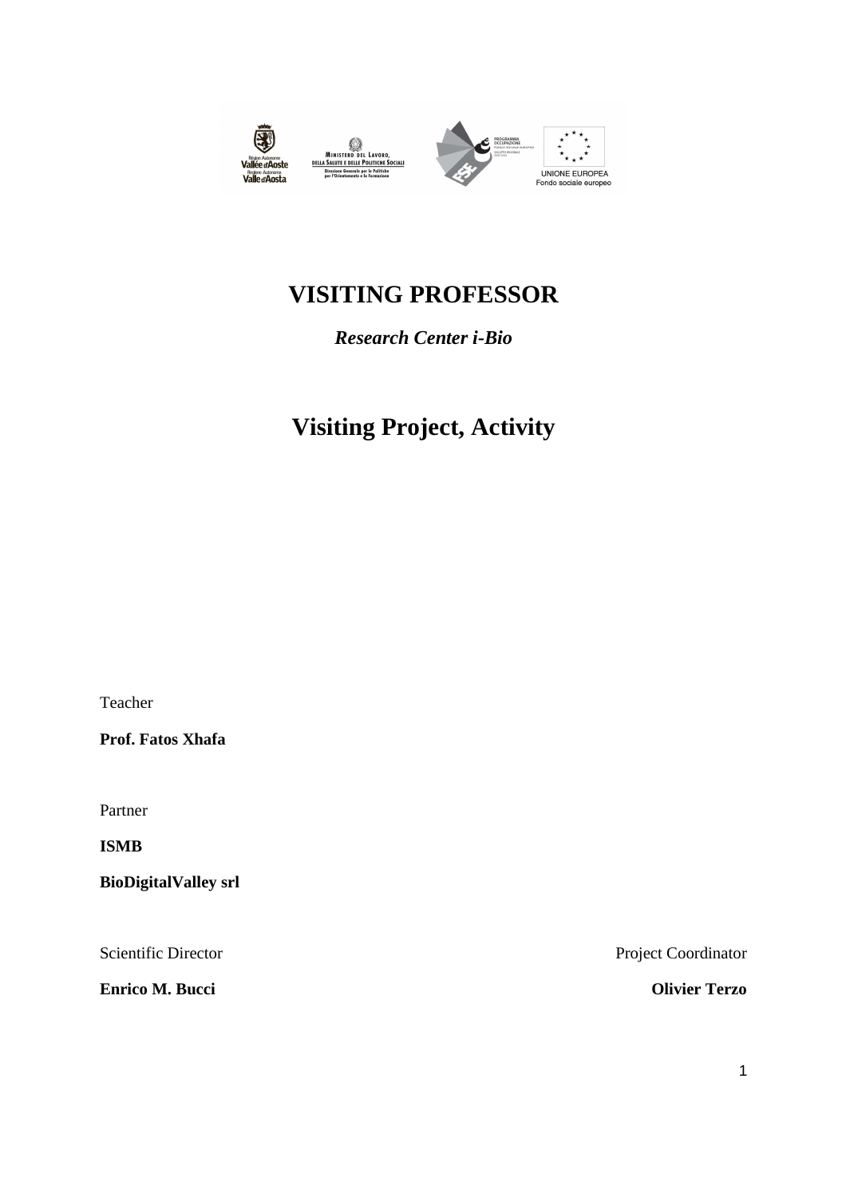# VISITING PROFESSOR

***Research Center i-Bio***

# Visiting Project, Activity

Teacher

**Prof. Fatos Xhafa**

Partner

**ISMB**

**BioDigitalValley srl**

Scientific Director

**Enrico M. Bucci**

Project Coordinator

**Olivier Terzo**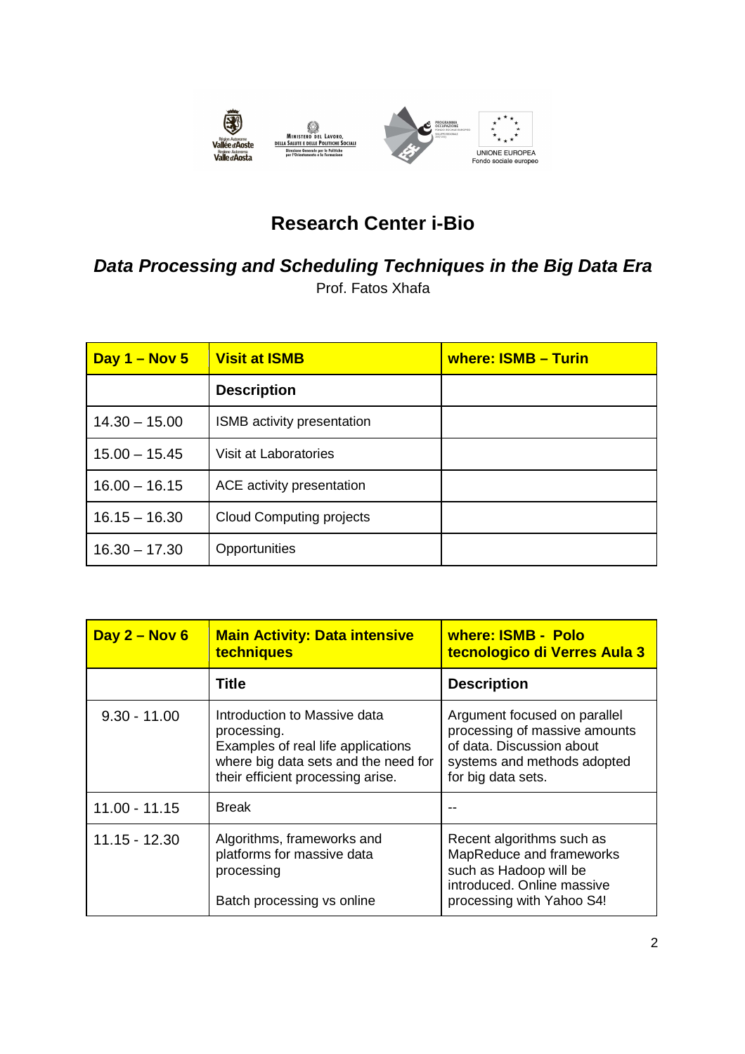# Research Center i-Bio

## *Data Processing and Scheduling Techniques in the Big Data Era*

Prof. Fatos Xhafa

| **Day 1 – Nov 5** | **Visit at ISMB** | **where: ISMB – Turin** |
|---|---|---|
| | **Description** | |
| 14.30 – 15.00 | ISMB activity presentation | |
| 15.00 – 15.45 | Visit at Laboratories | |
| 16.00 – 16.15 | ACE activity presentation | |
| 16.15 – 16.30 | Cloud Computing projects | |
| 16.30 – 17.30 | Opportunities | |

| **Day 2 – Nov 6** | **Main Activity: Data intensive techniques** | **where: ISMB - Polo tecnologico di Verres Aula 3** |
|---|---|---|
| | **Title** | **Description** |
| 9.30 - 11.00 | Introduction to Massive data processing. Examples of real life applications where big data sets and the need for their efficient processing arise. | Argument focused on parallel processing of massive amounts of data. Discussion about systems and methods adopted for big data sets. |
| 11.00 - 11.15 | Break | -- |
| 11.15 - 12.30 | Algorithms, frameworks and platforms for massive data processing<br><br>Batch processing vs online | Recent algorithms such as MapReduce and frameworks such as Hadoop will be introduced. Online massive processing with Yahoo S4! |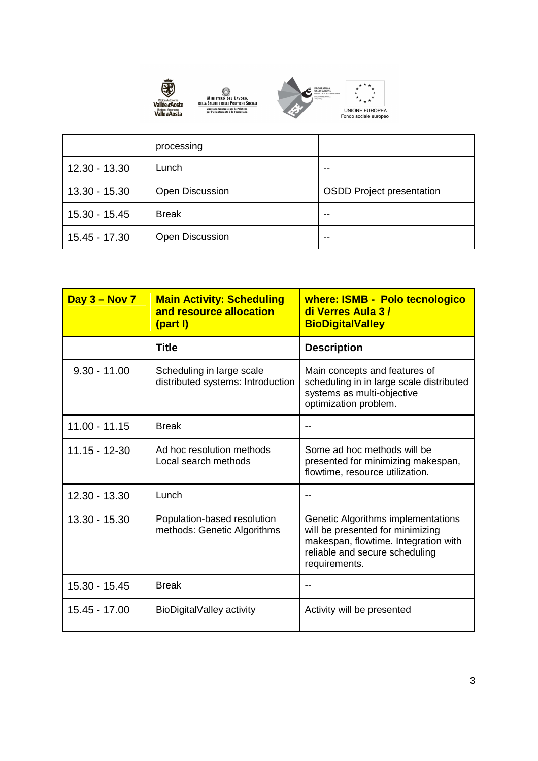|  | processing |  |
|---|---|---|
| 12.30 - 13.30 | Lunch | -- |
| 13.30 - 15.30 | Open Discussion | OSDD Project presentation |
| 15.30 - 15.45 | Break | -- |
| 15.45 - 17.30 | Open Discussion | -- |

| **Day 3 – Nov 7** | **Main Activity: Scheduling and resource allocation (part I)** | **where: ISMB - Polo tecnologico di Verres Aula 3 / BioDigitalValley** |
|---|---|---|
|  | **Title** | **Description** |
| 9.30 - 11.00 | Scheduling in large scale distributed systems: Introduction | Main concepts and features of scheduling in in large scale distributed systems as multi-objective optimization problem. |
| 11.00 - 11.15 | Break | -- |
| 11.15 - 12-30 | Ad hoc resolution methods Local search methods | Some ad hoc methods will be presented for minimizing makespan, flowtime, resource utilization. |
| 12.30 - 13.30 | Lunch | -- |
| 13.30 - 15.30 | Population-based resolution methods: Genetic Algorithms | Genetic Algorithms implementations will be presented for minimizing makespan, flowtime. Integration with reliable and secure scheduling requirements. |
| 15.30 - 15.45 | Break | -- |
| 15.45 - 17.00 | BioDigitalValley activity | Activity will be presented |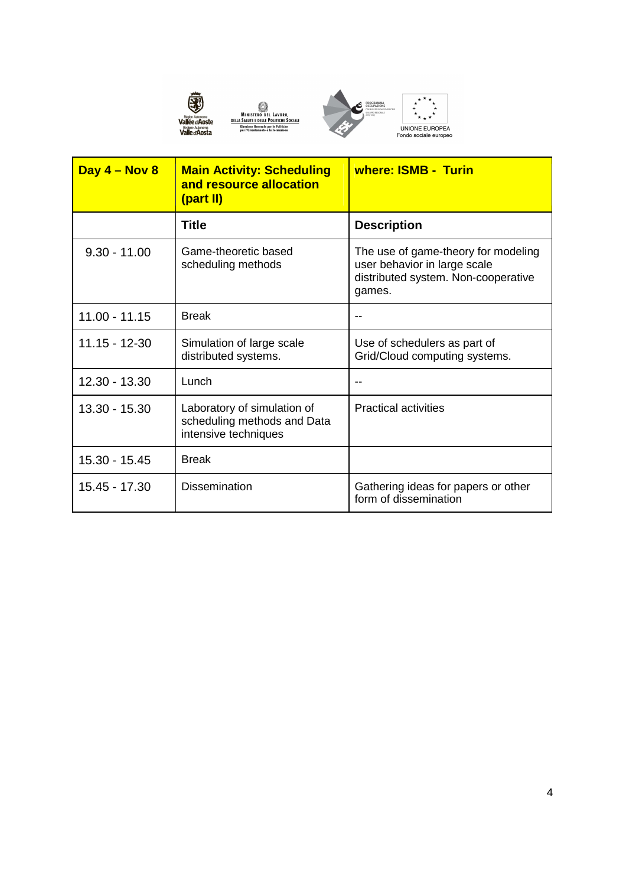| Day 4 – Nov 8 | Main Activity: Scheduling and resource allocation (part II) | where: ISMB - Turin |
|---|---|---|
| | **Title** | **Description** |
| 9.30 - 11.00 | Game-theoretic based scheduling methods | The use of game-theory for modeling user behavior in large scale distributed system. Non-cooperative games. |
| 11.00 - 11.15 | Break | -- |
| 11.15 - 12-30 | Simulation of large scale distributed systems. | Use of schedulers as part of Grid/Cloud computing systems. |
| 12.30 - 13.30 | Lunch | -- |
| 13.30 - 15.30 | Laboratory of simulation of scheduling methods and Data intensive techniques | Practical activities |
| 15.30 - 15.45 | Break | |
| 15.45 - 17.30 | Dissemination | Gathering ideas for papers or other form of dissemination |